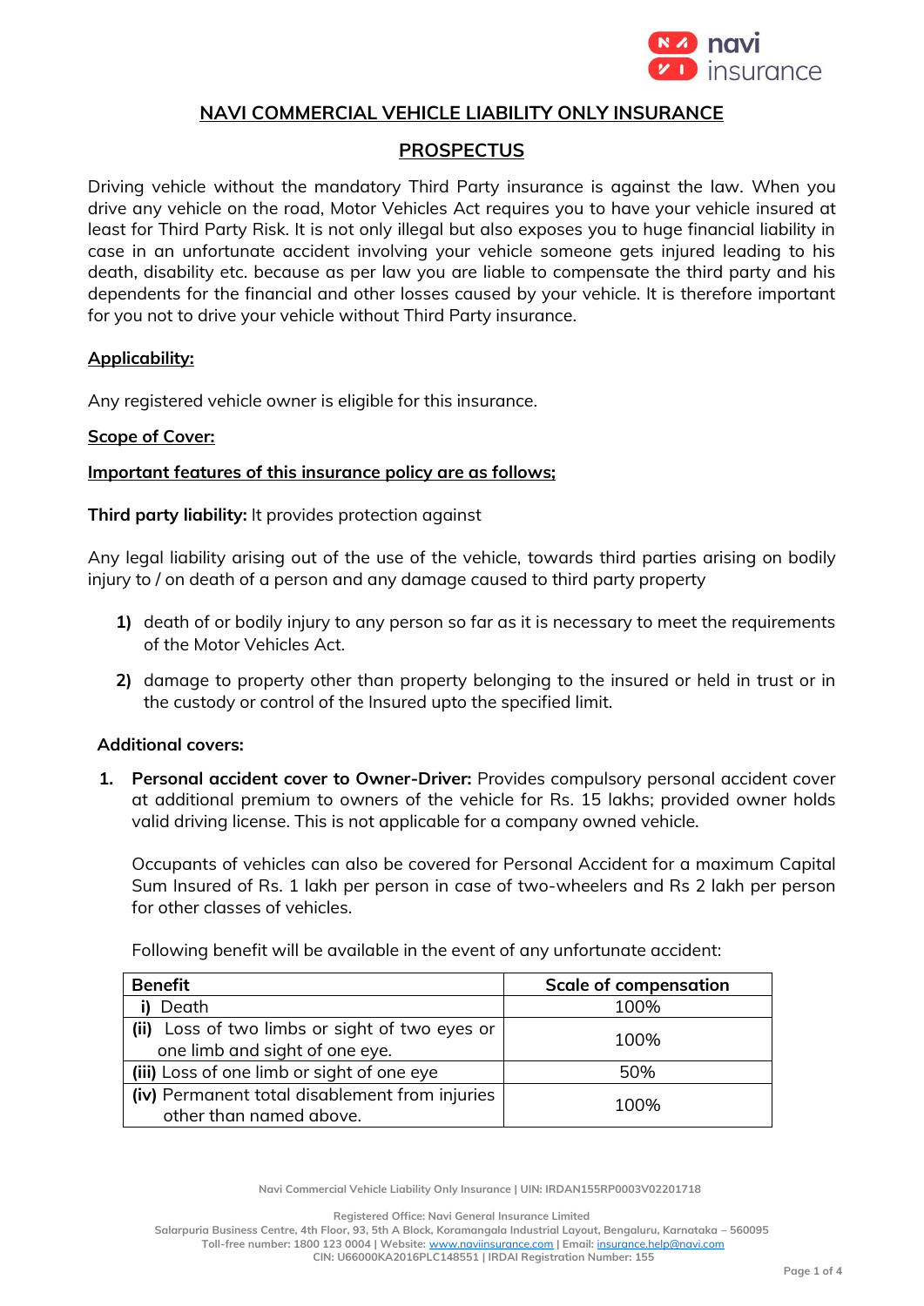# NAVI COMMERCIAL VEHICLE LIABILITY ONLY INSURANCE

## PROSPECTUS

Driving vehicle without the mandatory Third Party insurance is against the law. When you drive any vehicle on the road, Motor Vehicles Act requires you to have your vehicle insured at least for Third Party Risk. It is not only illegal but also exposes you to huge financial liability in case in an unfortunate accident involving your vehicle someone gets injured leading to his death, disability etc. because as per law you are liable to compensate the third party and his dependents for the financial and other losses caused by your vehicle. It is therefore important for you not to drive your vehicle without Third Party insurance.

**Applicability:**

Any registered vehicle owner is eligible for this insurance.

**Scope of Cover:**

**Important features of this insurance policy are as follows;**

**Third party liability:** It provides protection against

Any legal liability arising out of the use of the vehicle, towards third parties arising on bodily injury to / on death of a person and any damage caused to third party property

1) death of or bodily injury to any person so far as it is necessary to meet the requirements of the Motor Vehicles Act.
2) damage to property other than property belonging to the insured or held in trust or in the custody or control of the Insured upto the specified limit.

**Additional covers:**

1. **Personal accident cover to Owner-Driver:** Provides compulsory personal accident cover at additional premium to owners of the vehicle for Rs. 15 lakhs; provided owner holds valid driving license. This is not applicable for a company owned vehicle.

   Occupants of vehicles can also be covered for Personal Accident for a maximum Capital Sum Insured of Rs. 1 lakh per person in case of two-wheelers and Rs 2 lakh per person for other classes of vehicles.

   Following benefit will be available in the event of any unfortunate accident:

| Benefit | Scale of compensation |
|---|---|
| i) Death | 100% |
| (ii) Loss of two limbs or sight of two eyes or one limb and sight of one eye. | 100% |
| (iii) Loss of one limb or sight of one eye | 50% |
| (iv) Permanent total disablement from injuries other than named above. | 100% |

Navi Commercial Vehicle Liability Only Insurance | UIN: IRDAN155RP0003V02201718

Registered Office: Navi General Insurance Limited
Salarpuria Business Centre, 4th Floor, 93, 5th A Block, Koramangala Industrial Layout, Bengaluru, Karnataka – 560095
Toll-free number: 1800 123 0004 | Website: www.naviinsurance.com | Email: insurance.help@navi.com
CIN: U66000KA2016PLC148551 | IRDAI Registration Number: 155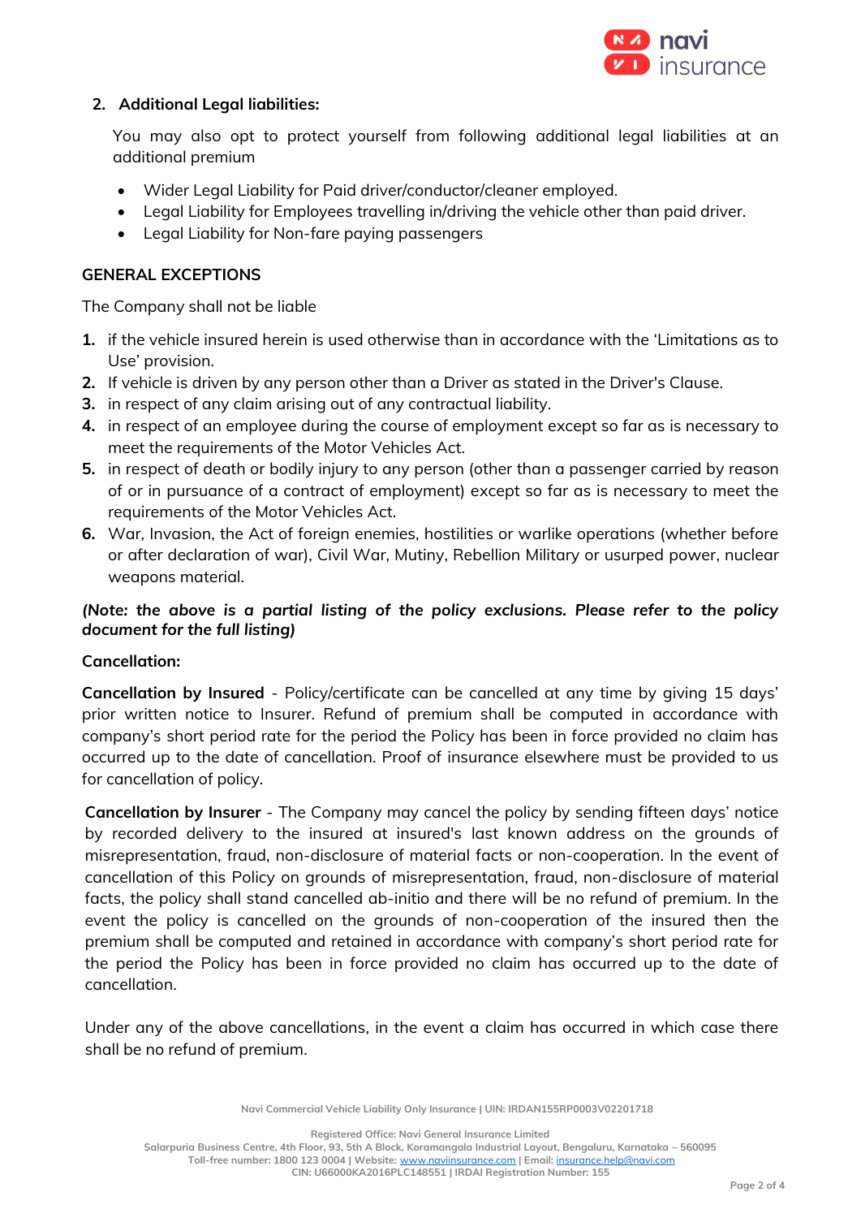## 2. Additional Legal liabilities:

You may also opt to protect yourself from following additional legal liabilities at an additional premium

- Wider Legal Liability for Paid driver/conductor/cleaner employed.
- Legal Liability for Employees travelling in/driving the vehicle other than paid driver.
- Legal Liability for Non-fare paying passengers

## GENERAL EXCEPTIONS

The Company shall not be liable

1. if the vehicle insured herein is used otherwise than in accordance with the 'Limitations as to Use' provision.
2. If vehicle is driven by any person other than a Driver as stated in the Driver's Clause.
3. in respect of any claim arising out of any contractual liability.
4. in respect of an employee during the course of employment except so far as is necessary to meet the requirements of the Motor Vehicles Act.
5. in respect of death or bodily injury to any person (other than a passenger carried by reason of or in pursuance of a contract of employment) except so far as is necessary to meet the requirements of the Motor Vehicles Act.
6. War, Invasion, the Act of foreign enemies, hostilities or warlike operations (whether before or after declaration of war), Civil War, Mutiny, Rebellion Military or usurped power, nuclear weapons material.

***(Note: the above is a partial listing of the policy exclusions. Please refer to the policy document for the full listing)***

**Cancellation:**

**Cancellation by Insured** - Policy/certificate can be cancelled at any time by giving 15 days' prior written notice to Insurer. Refund of premium shall be computed in accordance with company's short period rate for the period the Policy has been in force provided no claim has occurred up to the date of cancellation. Proof of insurance elsewhere must be provided to us for cancellation of policy.

**Cancellation by Insurer** - The Company may cancel the policy by sending fifteen days' notice by recorded delivery to the insured at insured's last known address on the grounds of misrepresentation, fraud, non-disclosure of material facts or non-cooperation. In the event of cancellation of this Policy on grounds of misrepresentation, fraud, non-disclosure of material facts, the policy shall stand cancelled ab-initio and there will be no refund of premium. In the event the policy is cancelled on the grounds of non-cooperation of the insured then the premium shall be computed and retained in accordance with company's short period rate for the period the Policy has been in force provided no claim has occurred up to the date of cancellation.

Under any of the above cancellations, in the event a claim has occurred in which case there shall be no refund of premium.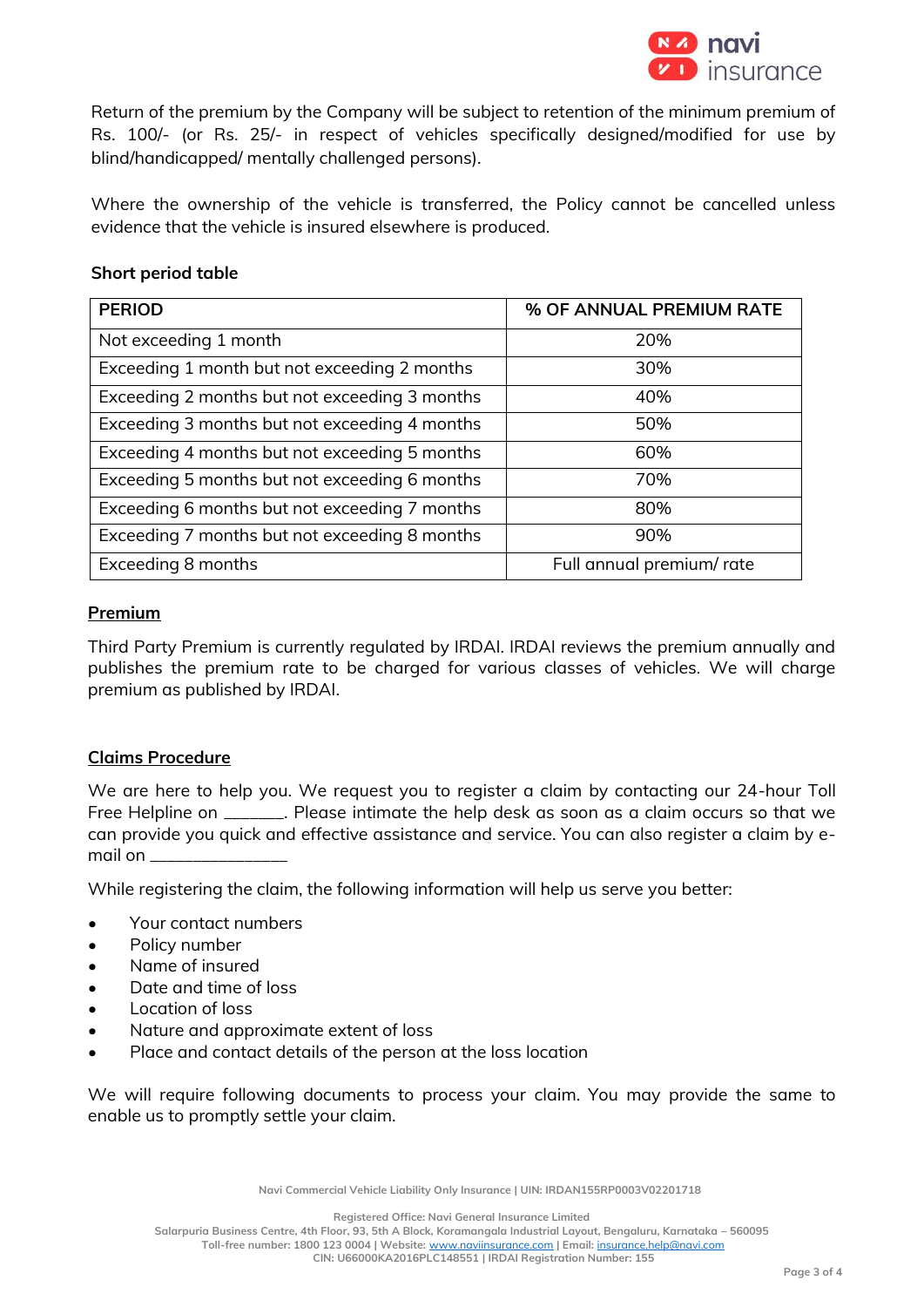Return of the premium by the Company will be subject to retention of the minimum premium of Rs. 100/- (or Rs. 25/- in respect of vehicles specifically designed/modified for use by blind/handicapped/ mentally challenged persons).

Where the ownership of the vehicle is transferred, the Policy cannot be cancelled unless evidence that the vehicle is insured elsewhere is produced.

**Short period table**

| PERIOD | % OF ANNUAL PREMIUM RATE |
|---|---|
| Not exceeding 1 month | 20% |
| Exceeding 1 month but not exceeding 2 months | 30% |
| Exceeding 2 months but not exceeding 3 months | 40% |
| Exceeding 3 months but not exceeding 4 months | 50% |
| Exceeding 4 months but not exceeding 5 months | 60% |
| Exceeding 5 months but not exceeding 6 months | 70% |
| Exceeding 6 months but not exceeding 7 months | 80% |
| Exceeding 7 months but not exceeding 8 months | 90% |
| Exceeding 8 months | Full annual premium/ rate |

## Premium

Third Party Premium is currently regulated by IRDAI. IRDAI reviews the premium annually and publishes the premium rate to be charged for various classes of vehicles. We will charge premium as published by IRDAI.

## Claims Procedure

We are here to help you. We request you to register a claim by contacting our 24-hour Toll Free Helpline on ______. Please intimate the help desk as soon as a claim occurs so that we can provide you quick and effective assistance and service. You can also register a claim by e-mail on ______________

While registering the claim, the following information will help us serve you better:

- Your contact numbers
- Policy number
- Name of insured
- Date and time of loss
- Location of loss
- Nature and approximate extent of loss
- Place and contact details of the person at the loss location

We will require following documents to process your claim. You may provide the same to enable us to promptly settle your claim.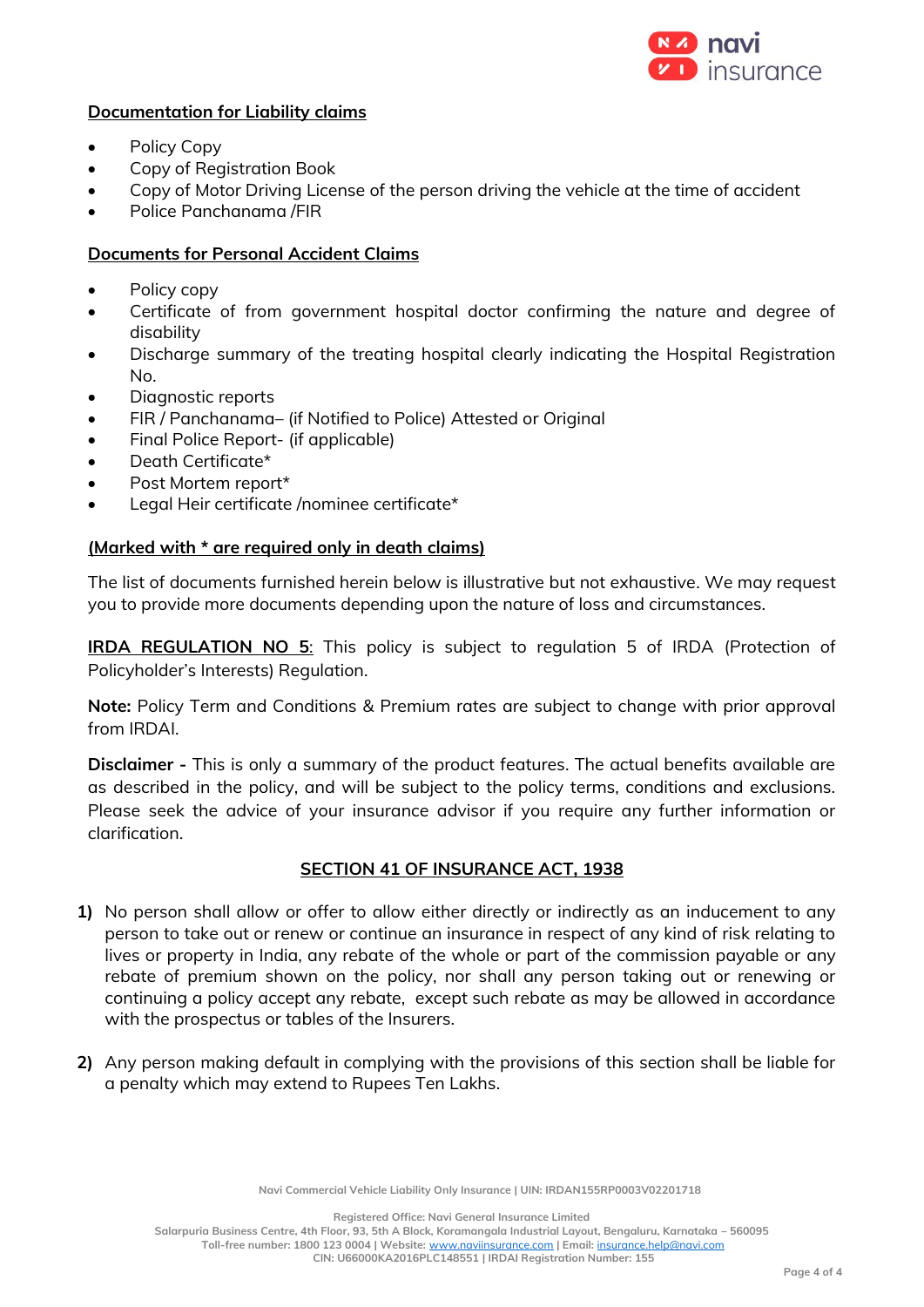**Documentation for Liability claims**

- Policy Copy
- Copy of Registration Book
- Copy of Motor Driving License of the person driving the vehicle at the time of accident
- Police Panchanama /FIR

**Documents for Personal Accident Claims**

- Policy copy
- Certificate of from government hospital doctor confirming the nature and degree of disability
- Discharge summary of the treating hospital clearly indicating the Hospital Registration No.
- Diagnostic reports
- FIR / Panchanama– (if Notified to Police) Attested or Original
- Final Police Report- (if applicable)
- Death Certificate*
- Post Mortem report*
- Legal Heir certificate /nominee certificate*

**(Marked with * are required only in death claims)**

The list of documents furnished herein below is illustrative but not exhaustive. We may request you to provide more documents depending upon the nature of loss and circumstances.

**IRDA REGULATION NO 5**: This policy is subject to regulation 5 of IRDA (Protection of Policyholder's Interests) Regulation.

**Note:** Policy Term and Conditions & Premium rates are subject to change with prior approval from IRDAI.

**Disclaimer -** This is only a summary of the product features. The actual benefits available are as described in the policy, and will be subject to the policy terms, conditions and exclusions. Please seek the advice of your insurance advisor if you require any further information or clarification.

**SECTION 41 OF INSURANCE ACT, 1938**

1) No person shall allow or offer to allow either directly or indirectly as an inducement to any person to take out or renew or continue an insurance in respect of any kind of risk relating to lives or property in India, any rebate of the whole or part of the commission payable or any rebate of premium shown on the policy, nor shall any person taking out or renewing or continuing a policy accept any rebate, except such rebate as may be allowed in accordance with the prospectus or tables of the Insurers.

2) Any person making default in complying with the provisions of this section shall be liable for a penalty which may extend to Rupees Ten Lakhs.

Navi Commercial Vehicle Liability Only Insurance | UIN: IRDAN155RP0003V02201718

Registered Office: Navi General Insurance Limited
Salarpuria Business Centre, 4th Floor, 93, 5th A Block, Koramangala Industrial Layout, Bengaluru, Karnataka – 560095
Toll-free number: 1800 123 0004 | Website: www.naviinsurance.com | Email: insurance.help@navi.com
CIN: U66000KA2016PLC148551 | IRDAI Registration Number: 155